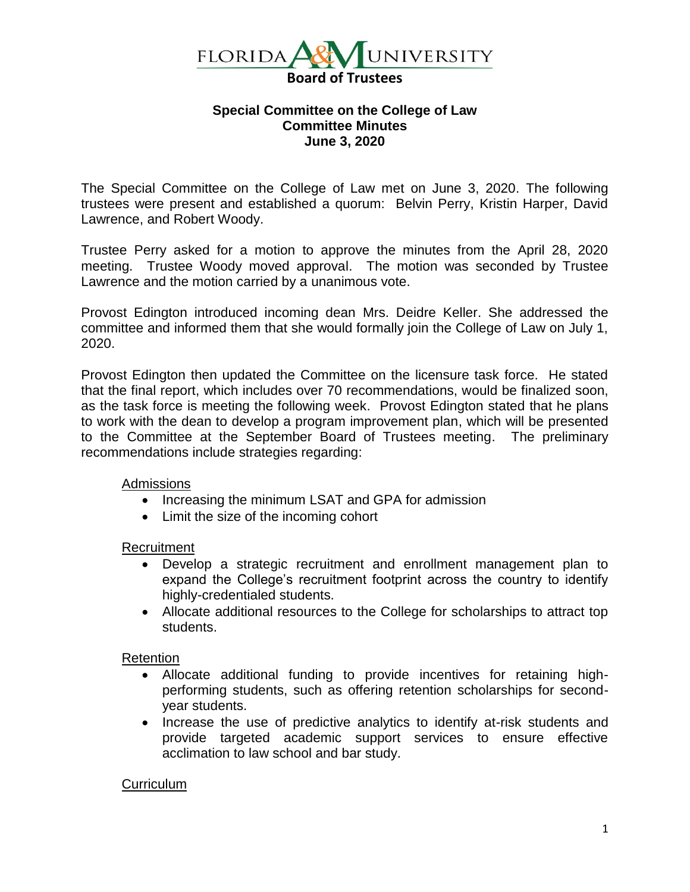FLORIDA A&M UNIVERSITY
**Board of Trustees**

**Special Committee on the College of Law**
**Committee Minutes**
**June 3, 2020**

The Special Committee on the College of Law met on June 3, 2020. The following trustees were present and established a quorum: Belvin Perry, Kristin Harper, David Lawrence, and Robert Woody.

Trustee Perry asked for a motion to approve the minutes from the April 28, 2020 meeting. Trustee Woody moved approval. The motion was seconded by Trustee Lawrence and the motion carried by a unanimous vote.

Provost Edington introduced incoming dean Mrs. Deidre Keller. She addressed the committee and informed them that she would formally join the College of Law on July 1, 2020.

Provost Edington then updated the Committee on the licensure task force. He stated that the final report, which includes over 70 recommendations, would be finalized soon, as the task force is meeting the following week. Provost Edington stated that he plans to work with the dean to develop a program improvement plan, which will be presented to the Committee at the September Board of Trustees meeting. The preliminary recommendations include strategies regarding:

<u>Admissions</u>

- Increasing the minimum LSAT and GPA for admission
- Limit the size of the incoming cohort

<u>Recruitment</u>

- Develop a strategic recruitment and enrollment management plan to expand the College's recruitment footprint across the country to identify highly-credentialed students.
- Allocate additional resources to the College for scholarships to attract top students.

<u>Retention</u>

- Allocate additional funding to provide incentives for retaining high-performing students, such as offering retention scholarships for second-year students.
- Increase the use of predictive analytics to identify at-risk students and provide targeted academic support services to ensure effective acclimation to law school and bar study.

<u>Curriculum</u>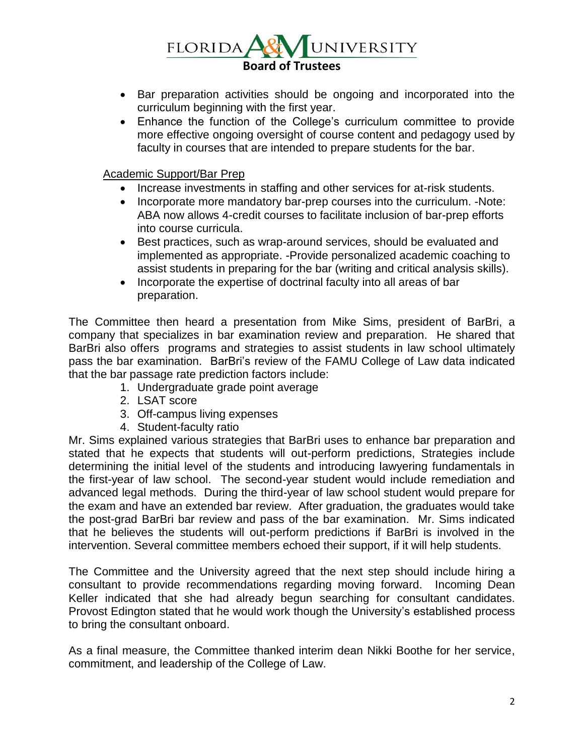- Bar preparation activities should be ongoing and incorporated into the curriculum beginning with the first year.
- Enhance the function of the College's curriculum committee to provide more effective ongoing oversight of course content and pedagogy used by faculty in courses that are intended to prepare students for the bar.

Academic Support/Bar Prep

- Increase investments in staffing and other services for at-risk students.
- Incorporate more mandatory bar-prep courses into the curriculum. -Note: ABA now allows 4-credit courses to facilitate inclusion of bar-prep efforts into course curricula.
- Best practices, such as wrap-around services, should be evaluated and implemented as appropriate. -Provide personalized academic coaching to assist students in preparing for the bar (writing and critical analysis skills).
- Incorporate the expertise of doctrinal faculty into all areas of bar preparation.

The Committee then heard a presentation from Mike Sims, president of BarBri, a company that specializes in bar examination review and preparation. He shared that BarBri also offers programs and strategies to assist students in law school ultimately pass the bar examination. BarBri's review of the FAMU College of Law data indicated that the bar passage rate prediction factors include:

1. Undergraduate grade point average
2. LSAT score
3. Off-campus living expenses
4. Student-faculty ratio

Mr. Sims explained various strategies that BarBri uses to enhance bar preparation and stated that he expects that students will out-perform predictions, Strategies include determining the initial level of the students and introducing lawyering fundamentals in the first-year of law school. The second-year student would include remediation and advanced legal methods. During the third-year of law school student would prepare for the exam and have an extended bar review. After graduation, the graduates would take the post-grad BarBri bar review and pass of the bar examination. Mr. Sims indicated that he believes the students will out-perform predictions if BarBri is involved in the intervention. Several committee members echoed their support, if it will help students.

The Committee and the University agreed that the next step should include hiring a consultant to provide recommendations regarding moving forward. Incoming Dean Keller indicated that she had already begun searching for consultant candidates. Provost Edington stated that he would work though the University's established process to bring the consultant onboard.

As a final measure, the Committee thanked interim dean Nikki Boothe for her service, commitment, and leadership of the College of Law.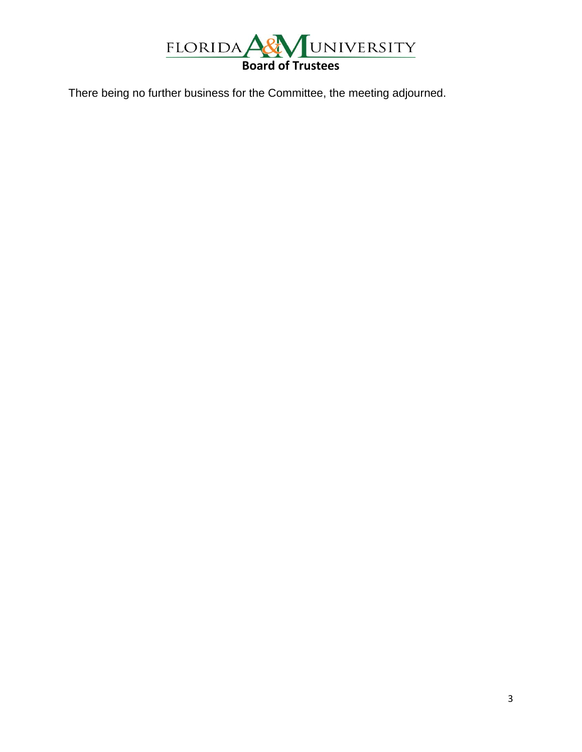There being no further business for the Committee, the meeting adjourned.